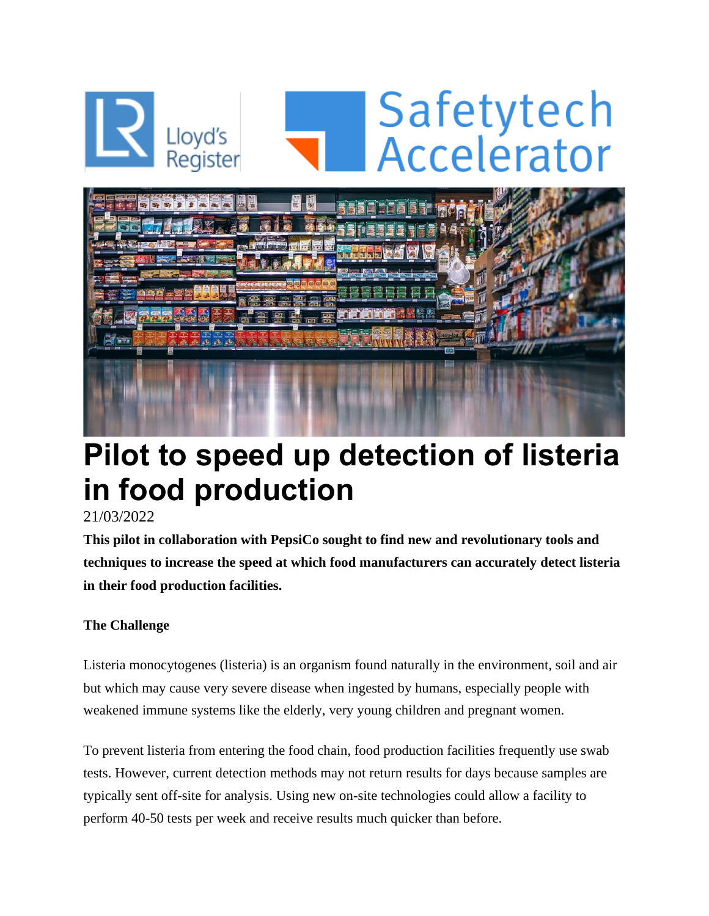# Pilot to speed up detection of listeria in food production

21/03/2022

**This pilot in collaboration with PepsiCo sought to find new and revolutionary tools and techniques to increase the speed at which food manufacturers can accurately detect listeria in their food production facilities.**

**The Challenge**

Listeria monocytogenes (listeria) is an organism found naturally in the environment, soil and air but which may cause very severe disease when ingested by humans, especially people with weakened immune systems like the elderly, very young children and pregnant women.

To prevent listeria from entering the food chain, food production facilities frequently use swab tests. However, current detection methods may not return results for days because samples are typically sent off-site for analysis. Using new on-site technologies could allow a facility to perform 40-50 tests per week and receive results much quicker than before.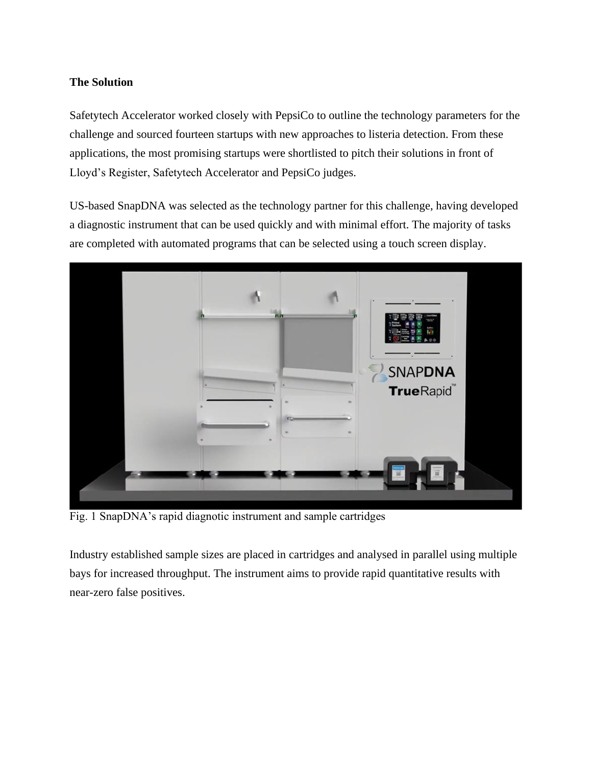**The Solution**

Safetytech Accelerator worked closely with PepsiCo to outline the technology parameters for the challenge and sourced fourteen startups with new approaches to listeria detection. From these applications, the most promising startups were shortlisted to pitch their solutions in front of Lloyd's Register, Safetytech Accelerator and PepsiCo judges.

US-based SnapDNA was selected as the technology partner for this challenge, having developed a diagnostic instrument that can be used quickly and with minimal effort. The majority of tasks are completed with automated programs that can be selected using a touch screen display.

Fig. 1 SnapDNA's rapid diagnotic instrument and sample cartridges

Industry established sample sizes are placed in cartridges and analysed in parallel using multiple bays for increased throughput. The instrument aims to provide rapid quantitative results with near-zero false positives.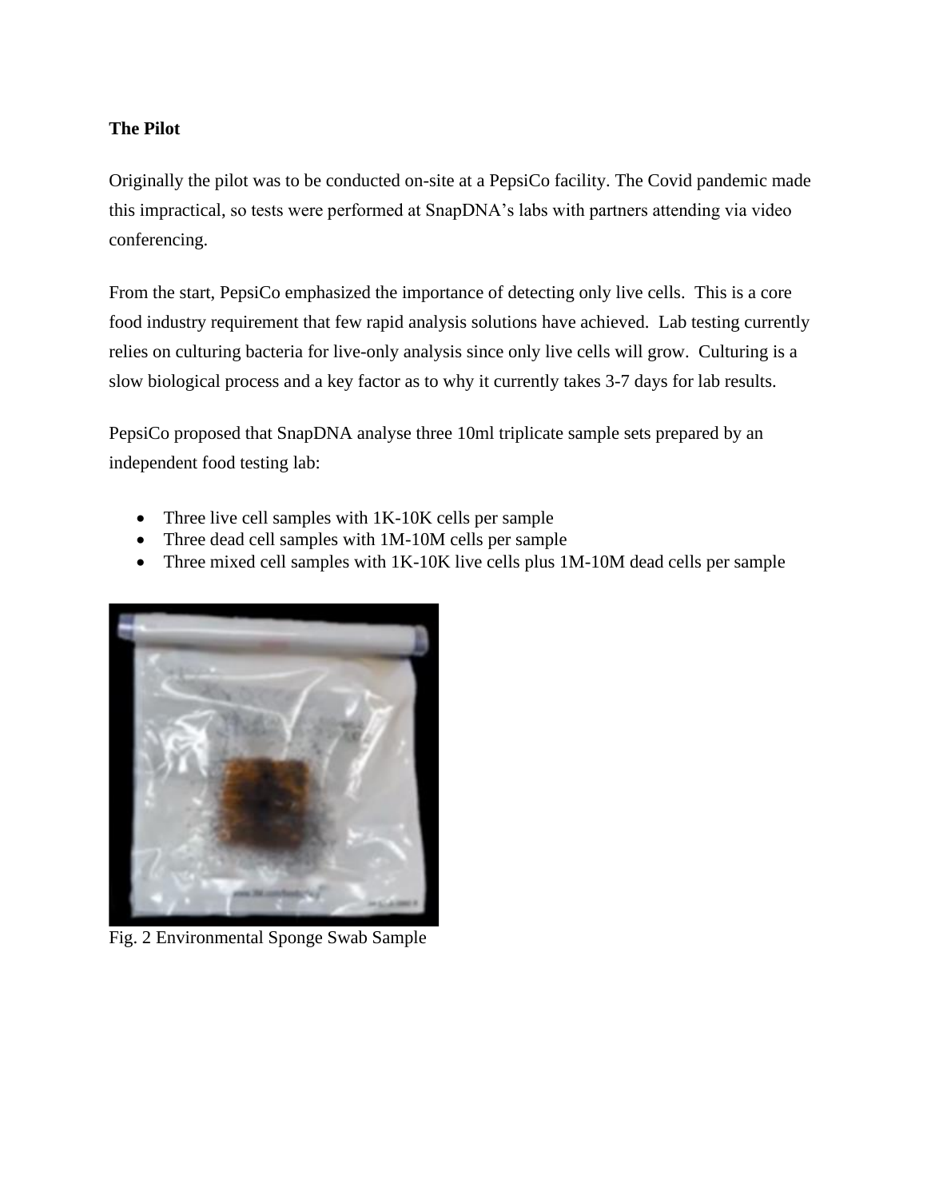**The Pilot**

Originally the pilot was to be conducted on-site at a PepsiCo facility. The Covid pandemic made this impractical, so tests were performed at SnapDNA's labs with partners attending via video conferencing.

From the start, PepsiCo emphasized the importance of detecting only live cells. This is a core food industry requirement that few rapid analysis solutions have achieved. Lab testing currently relies on culturing bacteria for live-only analysis since only live cells will grow. Culturing is a slow biological process and a key factor as to why it currently takes 3-7 days for lab results.

PepsiCo proposed that SnapDNA analyse three 10ml triplicate sample sets prepared by an independent food testing lab:

- Three live cell samples with 1K-10K cells per sample
- Three dead cell samples with 1M-10M cells per sample
- Three mixed cell samples with 1K-10K live cells plus 1M-10M dead cells per sample

Fig. 2 Environmental Sponge Swab Sample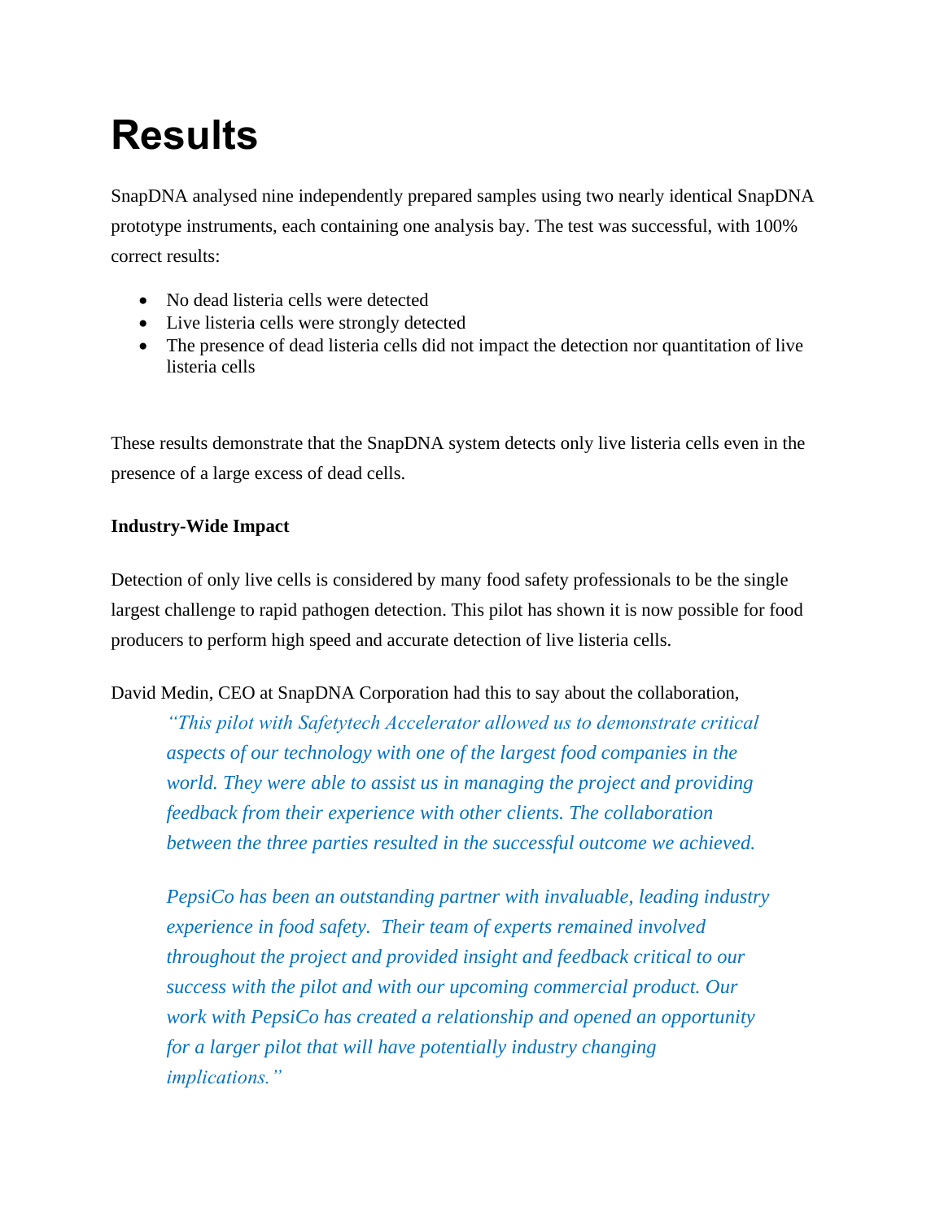# Results

SnapDNA analysed nine independently prepared samples using two nearly identical SnapDNA prototype instruments, each containing one analysis bay. The test was successful, with 100% correct results:

- No dead listeria cells were detected
- Live listeria cells were strongly detected
- The presence of dead listeria cells did not impact the detection nor quantitation of live listeria cells

These results demonstrate that the SnapDNA system detects only live listeria cells even in the presence of a large excess of dead cells.

**Industry-Wide Impact**

Detection of only live cells is considered by many food safety professionals to be the single largest challenge to rapid pathogen detection. This pilot has shown it is now possible for food producers to perform high speed and accurate detection of live listeria cells.

David Medin, CEO at SnapDNA Corporation had this to say about the collaboration,

> *"This pilot with Safetytech Accelerator allowed us to demonstrate critical aspects of our technology with one of the largest food companies in the world. They were able to assist us in managing the project and providing feedback from their experience with other clients. The collaboration between the three parties resulted in the successful outcome we achieved.*
>
> *PepsiCo has been an outstanding partner with invaluable, leading industry experience in food safety. Their team of experts remained involved throughout the project and provided insight and feedback critical to our success with the pilot and with our upcoming commercial product. Our work with PepsiCo has created a relationship and opened an opportunity for a larger pilot that will have potentially industry changing implications."*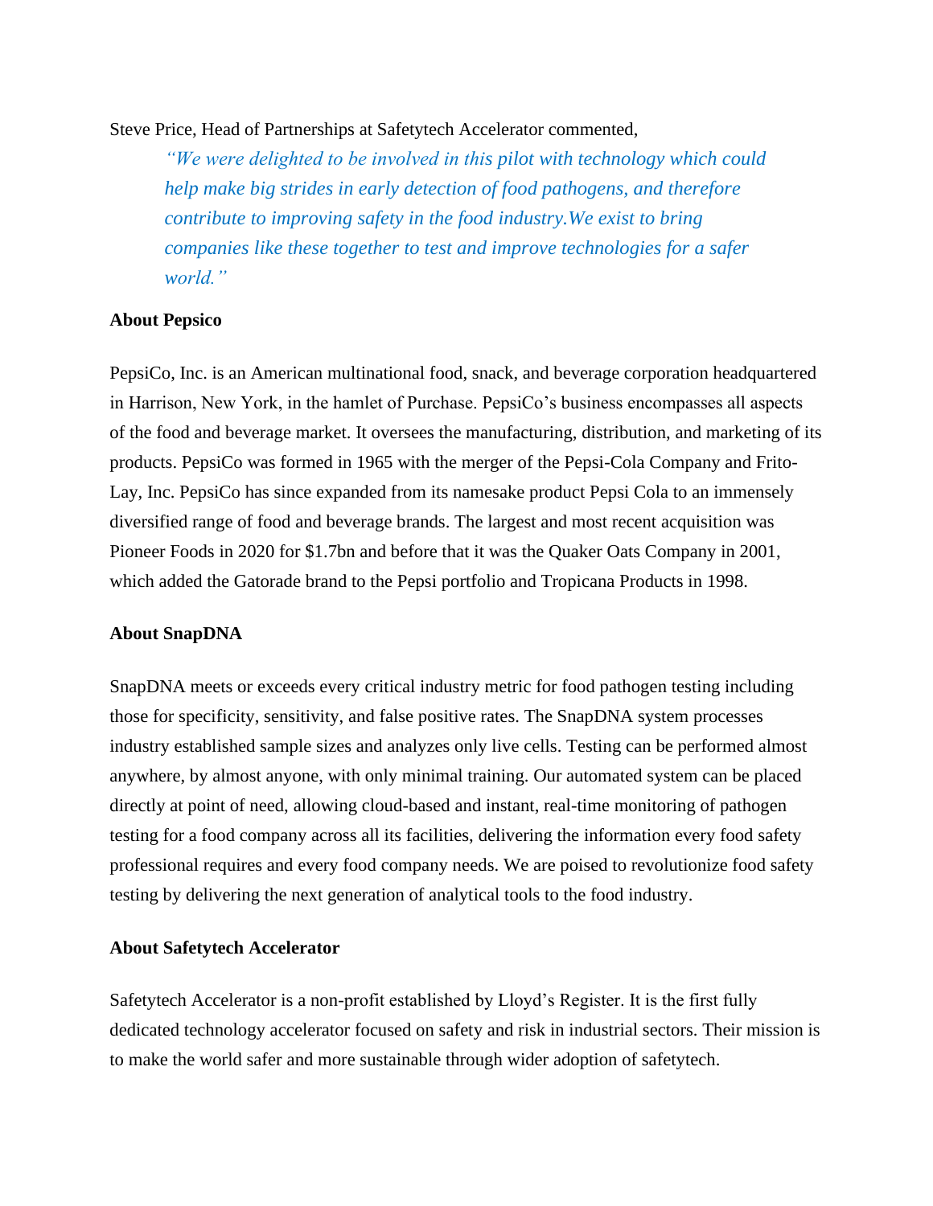Steve Price, Head of Partnerships at Safetytech Accelerator commented,

> *"We were delighted to be involved in this pilot with technology which could help make big strides in early detection of food pathogens, and therefore contribute to improving safety in the food industry.We exist to bring companies like these together to test and improve technologies for a safer world."*

**About Pepsico**

PepsiCo, Inc. is an American multinational food, snack, and beverage corporation headquartered in Harrison, New York, in the hamlet of Purchase. PepsiCo's business encompasses all aspects of the food and beverage market. It oversees the manufacturing, distribution, and marketing of its products. PepsiCo was formed in 1965 with the merger of the Pepsi-Cola Company and Frito-Lay, Inc. PepsiCo has since expanded from its namesake product Pepsi Cola to an immensely diversified range of food and beverage brands. The largest and most recent acquisition was Pioneer Foods in 2020 for $1.7bn and before that it was the Quaker Oats Company in 2001, which added the Gatorade brand to the Pepsi portfolio and Tropicana Products in 1998.

**About SnapDNA**

SnapDNA meets or exceeds every critical industry metric for food pathogen testing including those for specificity, sensitivity, and false positive rates. The SnapDNA system processes industry established sample sizes and analyzes only live cells. Testing can be performed almost anywhere, by almost anyone, with only minimal training. Our automated system can be placed directly at point of need, allowing cloud-based and instant, real-time monitoring of pathogen testing for a food company across all its facilities, delivering the information every food safety professional requires and every food company needs. We are poised to revolutionize food safety testing by delivering the next generation of analytical tools to the food industry.

**About Safetytech Accelerator**

Safetytech Accelerator is a non-profit established by Lloyd's Register. It is the first fully dedicated technology accelerator focused on safety and risk in industrial sectors. Their mission is to make the world safer and more sustainable through wider adoption of safetytech.